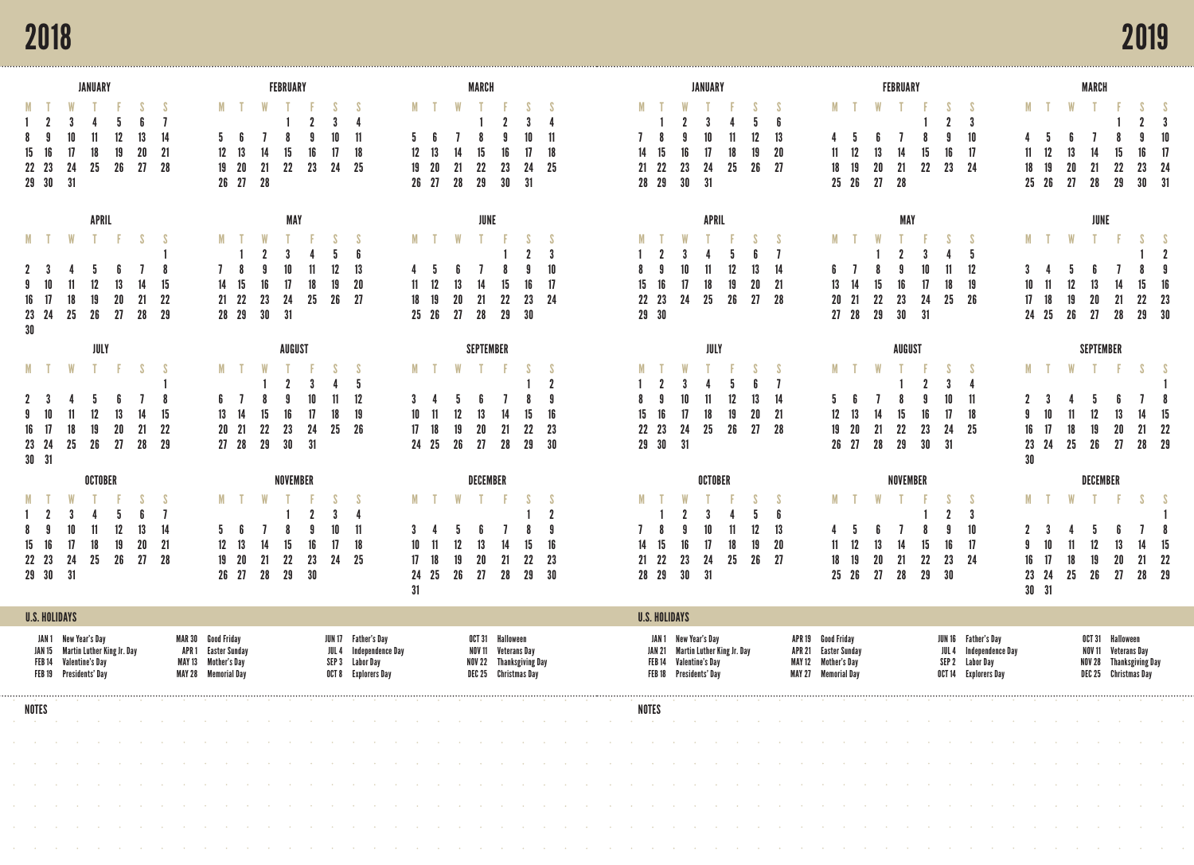# 2018

### JANUARY

| M | T | W | T | F | S | S |
|---|---|---|---|---|---|---|
| 1 | 2 | 3 | 4 | 5 | 6 | 7 |
| 8 | 9 | 10 | 11 | 12 | 13 | 14 |
| 15 | 16 | 17 | 18 | 19 | 20 | 21 |
| 22 | 23 | 24 | 25 | 26 | 27 | 28 |
| 29 | 30 | 31 | | | | |

### FEBRUARY

| M | T | W | T | F | S | S |
|---|---|---|---|---|---|---|
| | | | 1 | 2 | 3 | 4 |
| 5 | 6 | 7 | 8 | 9 | 10 | 11 |
| 12 | 13 | 14 | 15 | 16 | 17 | 18 |
| 19 | 20 | 21 | 22 | 23 | 24 | 25 |
| 26 | 27 | 28 | | | | |

### MARCH

| M | T | W | T | F | S | S |
|---|---|---|---|---|---|---|
| | | | 1 | 2 | 3 | 4 |
| 5 | 6 | 7 | 8 | 9 | 10 | 11 |
| 12 | 13 | 14 | 15 | 16 | 17 | 18 |
| 19 | 20 | 21 | 22 | 23 | 24 | 25 |
| 26 | 27 | 28 | 29 | 30 | 31 | |

### APRIL

| M | T | W | T | F | S | S |
|---|---|---|---|---|---|---|
| | | | | | | 1 |
| 2 | 3 | 4 | 5 | 6 | 7 | 8 |
| 9 | 10 | 11 | 12 | 13 | 14 | 15 |
| 16 | 17 | 18 | 19 | 20 | 21 | 22 |
| 23 | 24 | 25 | 26 | 27 | 28 | 29 |
| 30 | | | | | | |

### MAY

| M | T | W | T | F | S | S |
|---|---|---|---|---|---|---|
| | 1 | 2 | 3 | 4 | 5 | 6 |
| 7 | 8 | 9 | 10 | 11 | 12 | 13 |
| 14 | 15 | 16 | 17 | 18 | 19 | 20 |
| 21 | 22 | 23 | 24 | 25 | 26 | 27 |
| 28 | 29 | 30 | 31 | | | |

### JUNE

| M | T | W | T | F | S | S |
|---|---|---|---|---|---|---|
| | | | | 1 | 2 | 3 |
| 4 | 5 | 6 | 7 | 8 | 9 | 10 |
| 11 | 12 | 13 | 14 | 15 | 16 | 17 |
| 18 | 19 | 20 | 21 | 22 | 23 | 24 |
| 25 | 26 | 27 | 28 | 29 | 30 | |

### JULY

| M | T | W | T | F | S | S |
|---|---|---|---|---|---|---|
| | | | | | | 1 |
| 2 | 3 | 4 | 5 | 6 | 7 | 8 |
| 9 | 10 | 11 | 12 | 13 | 14 | 15 |
| 16 | 17 | 18 | 19 | 20 | 21 | 22 |
| 23 | 24 | 25 | 26 | 27 | 28 | 29 |
| 30 | 31 | | | | | |

### AUGUST

| M | T | W | T | F | S | S |
|---|---|---|---|---|---|---|
| | | 1 | 2 | 3 | 4 | 5 |
| 6 | 7 | 8 | 9 | 10 | 11 | 12 |
| 13 | 14 | 15 | 16 | 17 | 18 | 19 |
| 20 | 21 | 22 | 23 | 24 | 25 | 26 |
| 27 | 28 | 29 | 30 | 31 | | |

### SEPTEMBER

| M | T | W | T | F | S | S |
|---|---|---|---|---|---|---|
| | | | | | 1 | 2 |
| 3 | 4 | 5 | 6 | 7 | 8 | 9 |
| 10 | 11 | 12 | 13 | 14 | 15 | 16 |
| 17 | 18 | 19 | 20 | 21 | 22 | 23 |
| 24 | 25 | 26 | 27 | 28 | 29 | 30 |

### OCTOBER

| M | T | W | T | F | S | S |
|---|---|---|---|---|---|---|
| 1 | 2 | 3 | 4 | 5 | 6 | 7 |
| 8 | 9 | 10 | 11 | 12 | 13 | 14 |
| 15 | 16 | 17 | 18 | 19 | 20 | 21 |
| 22 | 23 | 24 | 25 | 26 | 27 | 28 |
| 29 | 30 | 31 | | | | |

### NOVEMBER

| M | T | W | T | F | S | S |
|---|---|---|---|---|---|---|
| | | | 1 | 2 | 3 | 4 |
| 5 | 6 | 7 | 8 | 9 | 10 | 11 |
| 12 | 13 | 14 | 15 | 16 | 17 | 18 |
| 19 | 20 | 21 | 22 | 23 | 24 | 25 |
| 26 | 27 | 28 | 29 | 30 | | |

### DECEMBER

| M | T | W | T | F | S | S |
|---|---|---|---|---|---|---|
| | | | | | 1 | 2 |
| 3 | 4 | 5 | 6 | 7 | 8 | 9 |
| 10 | 11 | 12 | 13 | 14 | 15 | 16 |
| 17 | 18 | 19 | 20 | 21 | 22 | 23 |
| 24 | 25 | 26 | 27 | 28 | 29 | 30 |
| 31 | | | | | | |

### U.S. HOLIDAYS

- JAN 1 New Year's Day
- JAN 15 Martin Luther King Jr. Day
- FEB 14 Valentine's Day
- FEB 19 Presidents' Day
- MAR 30 Good Friday
- APR 1 Easter Sunday
- MAY 13 Mother's Day
- MAY 28 Memorial Day
- JUN 17 Father's Day
- JUL 4 Independence Day
- SEP 3 Labor Day
- OCT 8 Explorers Day
- OCT 31 Halloween
- NOV 11 Veterans Day
- NOV 22 Thanksgiving Day
- DEC 25 Christmas Day

### NOTES

# 2019

### JANUARY

| M | T | W | T | F | S | S |
|---|---|---|---|---|---|---|
| | 1 | 2 | 3 | 4 | 5 | 6 |
| 7 | 8 | 9 | 10 | 11 | 12 | 13 |
| 14 | 15 | 16 | 17 | 18 | 19 | 20 |
| 21 | 22 | 23 | 24 | 25 | 26 | 27 |
| 28 | 29 | 30 | 31 | | | |

### FEBRUARY

| M | T | W | T | F | S | S |
|---|---|---|---|---|---|---|
| | | | | 1 | 2 | 3 |
| 4 | 5 | 6 | 7 | 8 | 9 | 10 |
| 11 | 12 | 13 | 14 | 15 | 16 | 17 |
| 18 | 19 | 20 | 21 | 22 | 23 | 24 |
| 25 | 26 | 27 | 28 | | | |

### MARCH

| M | T | W | T | F | S | S |
|---|---|---|---|---|---|---|
| | | | | 1 | 2 | 3 |
| 4 | 5 | 6 | 7 | 8 | 9 | 10 |
| 11 | 12 | 13 | 14 | 15 | 16 | 17 |
| 18 | 19 | 20 | 21 | 22 | 23 | 24 |
| 25 | 26 | 27 | 28 | 29 | 30 | 31 |

### APRIL

| M | T | W | T | F | S | S |
|---|---|---|---|---|---|---|
| 1 | 2 | 3 | 4 | 5 | 6 | 7 |
| 8 | 9 | 10 | 11 | 12 | 13 | 14 |
| 15 | 16 | 17 | 18 | 19 | 20 | 21 |
| 22 | 23 | 24 | 25 | 26 | 27 | 28 |
| 29 | 30 | | | | | |

### MAY

| M | T | W | T | F | S | S |
|---|---|---|---|---|---|---|
| | | 1 | 2 | 3 | 4 | 5 |
| 6 | 7 | 8 | 9 | 10 | 11 | 12 |
| 13 | 14 | 15 | 16 | 17 | 18 | 19 |
| 20 | 21 | 22 | 23 | 24 | 25 | 26 |
| 27 | 28 | 29 | 30 | 31 | | |

### JUNE

| M | T | W | T | F | S | S |
|---|---|---|---|---|---|---|
| | | | | | 1 | 2 |
| 3 | 4 | 5 | 6 | 7 | 8 | 9 |
| 10 | 11 | 12 | 13 | 14 | 15 | 16 |
| 17 | 18 | 19 | 20 | 21 | 22 | 23 |
| 24 | 25 | 26 | 27 | 28 | 29 | 30 |

### JULY

| M | T | W | T | F | S | S |
|---|---|---|---|---|---|---|
| 1 | 2 | 3 | 4 | 5 | 6 | 7 |
| 8 | 9 | 10 | 11 | 12 | 13 | 14 |
| 15 | 16 | 17 | 18 | 19 | 20 | 21 |
| 22 | 23 | 24 | 25 | 26 | 27 | 28 |
| 29 | 30 | 31 | | | | |

### AUGUST

| M | T | W | T | F | S | S |
|---|---|---|---|---|---|---|
| | | | 1 | 2 | 3 | 4 |
| 5 | 6 | 7 | 8 | 9 | 10 | 11 |
| 12 | 13 | 14 | 15 | 16 | 17 | 18 |
| 19 | 20 | 21 | 22 | 23 | 24 | 25 |
| 26 | 27 | 28 | 29 | 30 | 31 | |

### SEPTEMBER

| M | T | W | T | F | S | S |
|---|---|---|---|---|---|---|
| | | | | | | 1 |
| 2 | 3 | 4 | 5 | 6 | 7 | 8 |
| 9 | 10 | 11 | 12 | 13 | 14 | 15 |
| 16 | 17 | 18 | 19 | 20 | 21 | 22 |
| 23 | 24 | 25 | 26 | 27 | 28 | 29 |
| 30 | | | | | | |

### OCTOBER

| M | T | W | T | F | S | S |
|---|---|---|---|---|---|---|
| | 1 | 2 | 3 | 4 | 5 | 6 |
| 7 | 8 | 9 | 10 | 11 | 12 | 13 |
| 14 | 15 | 16 | 17 | 18 | 19 | 20 |
| 21 | 22 | 23 | 24 | 25 | 26 | 27 |
| 28 | 29 | 30 | 31 | | | |

### NOVEMBER

| M | T | W | T | F | S | S |
|---|---|---|---|---|---|---|
| | | | | 1 | 2 | 3 |
| 4 | 5 | 6 | 7 | 8 | 9 | 10 |
| 11 | 12 | 13 | 14 | 15 | 16 | 17 |
| 18 | 19 | 20 | 21 | 22 | 23 | 24 |
| 25 | 26 | 27 | 28 | 29 | 30 | |

### DECEMBER

| M | T | W | T | F | S | S |
|---|---|---|---|---|---|---|
| | | | | | | 1 |
| 2 | 3 | 4 | 5 | 6 | 7 | 8 |
| 9 | 10 | 11 | 12 | 13 | 14 | 15 |
| 16 | 17 | 18 | 19 | 20 | 21 | 22 |
| 23 | 24 | 25 | 26 | 27 | 28 | 29 |
| 30 | 31 | | | | | |

### U.S. HOLIDAYS

- JAN 1 New Year's Day
- JAN 21 Martin Luther King Jr. Day
- FEB 14 Valentine's Day
- FEB 18 Presidents' Day
- APR 19 Good Friday
- APR 21 Easter Sunday
- MAY 12 Mother's Day
- MAY 27 Memorial Day
- JUN 16 Father's Day
- JUL 4 Independence Day
- SEP 2 Labor Day
- OCT 14 Explorers Day
- OCT 31 Halloween
- NOV 11 Veterans Day
- NOV 28 Thanksgiving Day
- DEC 25 Christmas Day

### NOTES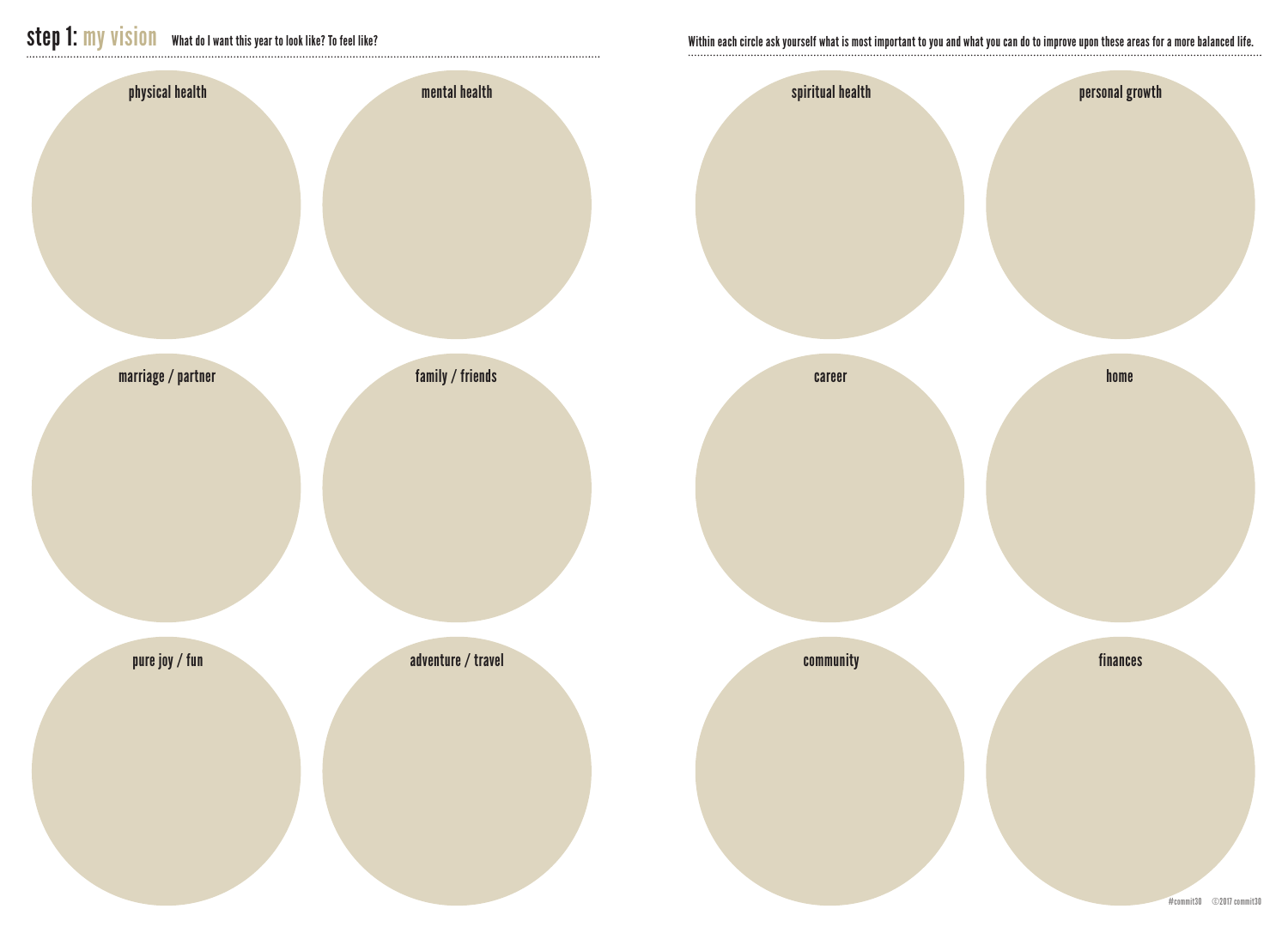## step 1: my vision

What do I want this year to look like? To feel like?

Within each circle ask yourself what is most important to you and what you can do to improve upon these areas for a more balanced life.

physical health

mental health

marriage / partner

family / friends

pure joy / fun

adventure / travel

spiritual health

personal growth

career

home

community

finances

#commit30 ©2017 commit30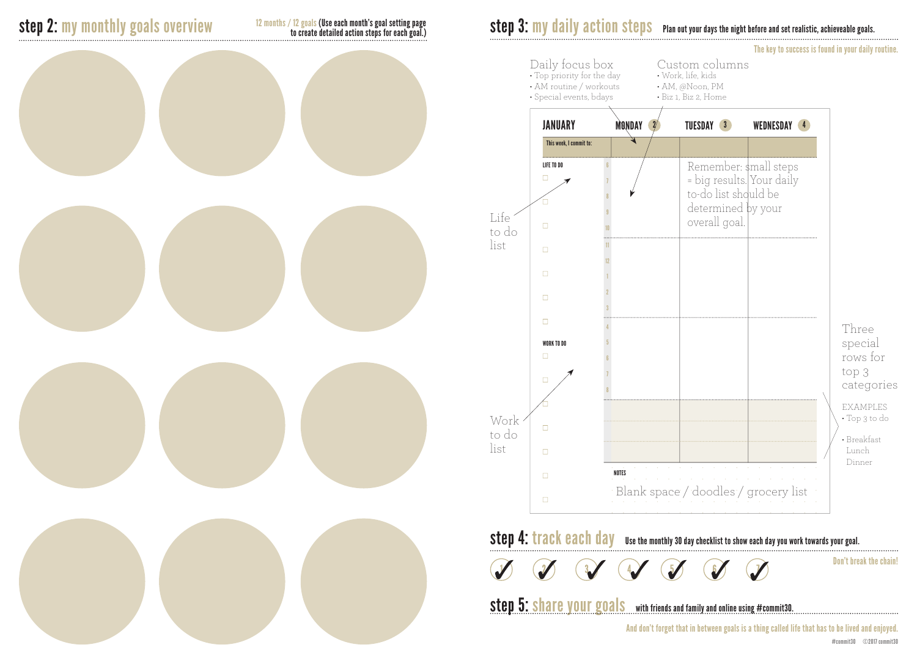## step 2: my monthly goals overview

12 months / 12 goals (Use each month's goal setting page to create detailed action steps for each goal.)

## step 3: my daily action steps

Plan out your days the night before and set realistic, achieveable goals.

The key to success is found in your daily routine.

Daily focus box
- Top priority for the day
- AM routine / workouts
- Special events, bdays

Custom columns
- Work, life, kids
- AM, @Noon, PM
- Biz 1, Biz 2, Home

| JANUARY | | MONDAY 2 | TUESDAY 3 | WEDNESDAY 4 |
|---|---|---|---|---|
| This week, I commit to: | | | | |

LIFE TO DO

WORK TO DO

6 7 8 9 10 11 12 1 2 3 4 5 6 7 8

NOTES

Life to do list

Work to do list

Remember: small steps = big results. Your daily to-do list should be determined by your overall goal.

Three special rows for top 3 categories

EXAMPLES
- Top 3 to do
- Breakfast Lunch Dinner

Blank space / doodles / grocery list

## step 4: track each day

Use the monthly 30 day checklist to show each day you work towards your goal.

Don't break the chain!

1 2 3 4 5 6 7

## step 5: share your goals

with friends and family and online using #commit30.

And don't forget that in between goals is a thing called life that has to be lived and enjoyed.

#commit30 ©2017 commit30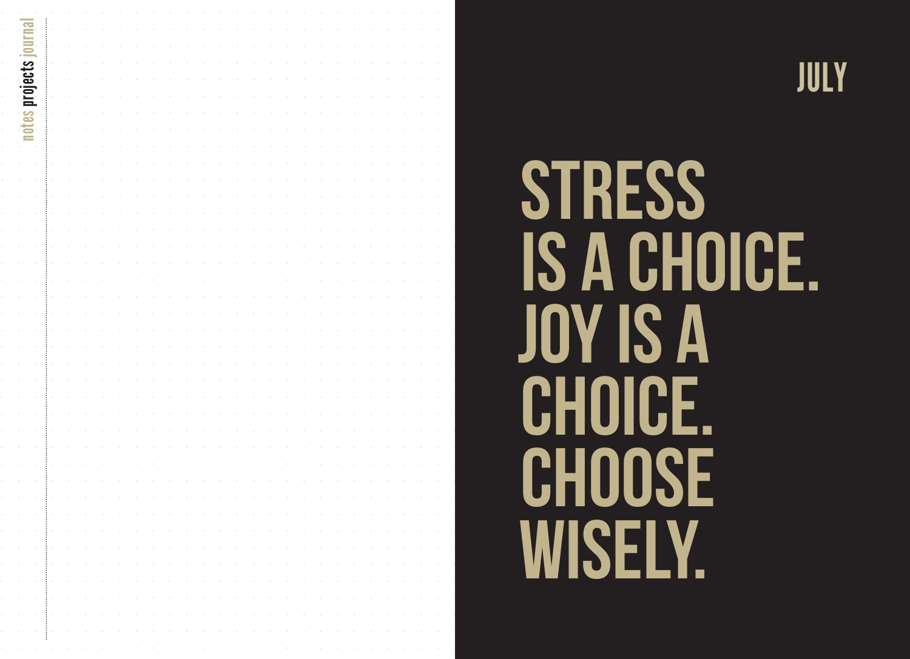notes projects journal

# JULY

# STRESS IS A CHOICE. JOY IS A CHOICE. CHOOSE WISELY.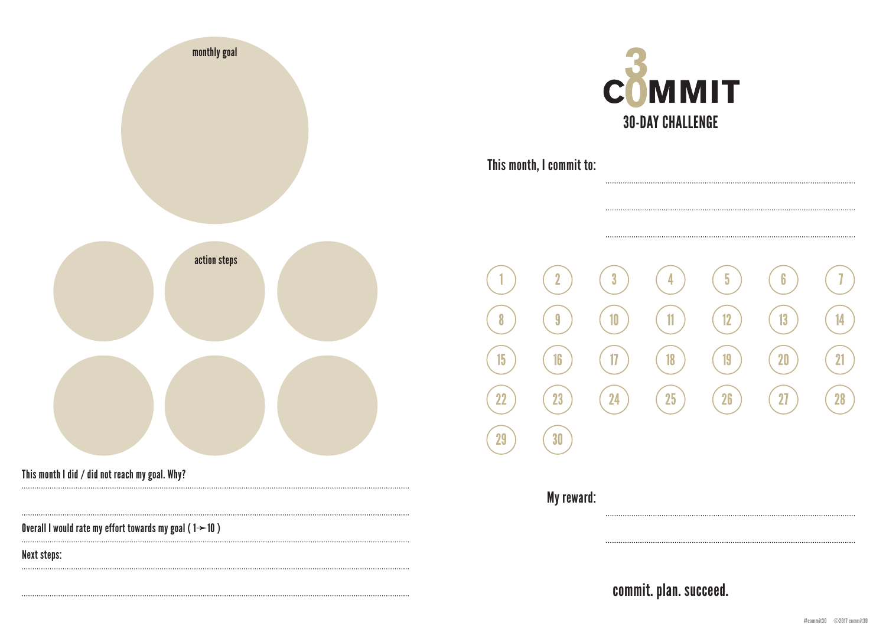monthly goal

action steps

This month I did / did not reach my goal. Why?

Overall I would rate my effort towards my goal ( 1 ➛ 10 )

Next steps:

# COMMIT

## 30-DAY CHALLENGE

This month, I commit to:

| 1 | 2 | 3 | 4 | 5 | 6 | 7 |
|---|---|---|---|---|---|---|
| 8 | 9 | 10 | 11 | 12 | 13 | 14 |
| 15 | 16 | 17 | 18 | 19 | 20 | 21 |
| 22 | 23 | 24 | 25 | 26 | 27 | 28 |
| 29 | 30 | | | | | |

My reward:

**commit. plan. succeed.**

#commit30 ©2017 commit30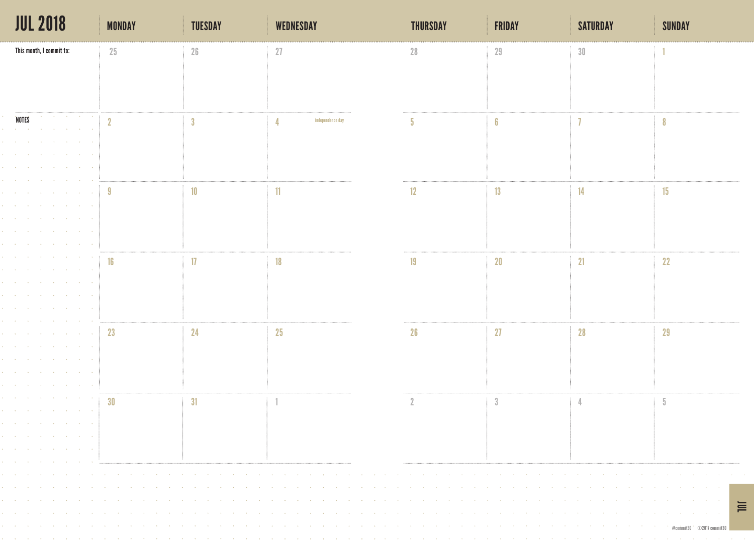# JUL 2018

This month, I commit to:

NOTES

| MONDAY | TUESDAY | WEDNESDAY | THURSDAY | FRIDAY | SATURDAY | SUNDAY |
|---|---|---|---|---|---|---|
| 25 | 26 | 27 | 28 | 29 | 30 | 1 |
| 2 | 3 | 4 independence day | 5 | 6 | 7 | 8 |
| 9 | 10 | 11 | 12 | 13 | 14 | 15 |
| 16 | 17 | 18 | 19 | 20 | 21 | 22 |
| 23 | 24 | 25 | 26 | 27 | 28 | 29 |
| 30 | 31 | 1 | 2 | 3 | 4 | 5 |

JUL

#commit30 ©2017 commit30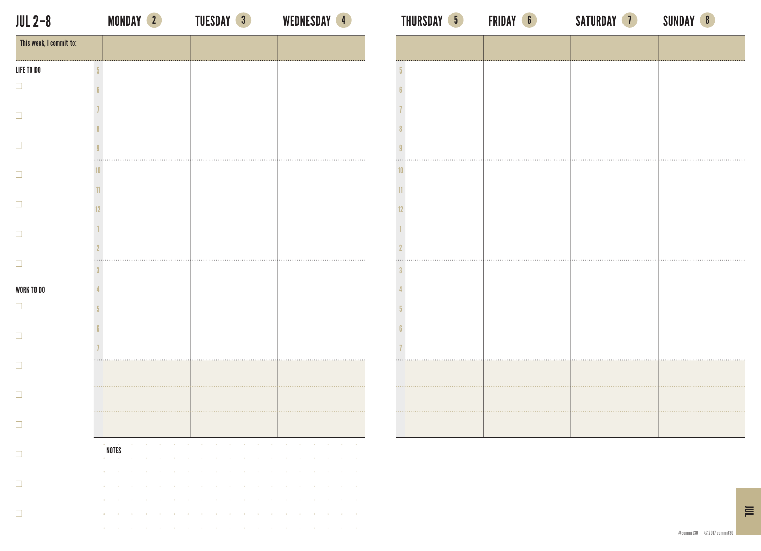# JUL 2–8

| This week, I commit to: | MONDAY 2 | TUESDAY 3 | WEDNESDAY 4 | THURSDAY 5 | FRIDAY 6 | SATURDAY 7 | SUNDAY 8 |
|---|---|---|---|---|---|---|---|
| 5 | | | | | | | |
| 6 | | | | | | | |
| 7 | | | | | | | |
| 8 | | | | | | | |
| 9 | | | | | | | |
| 10 | | | | | | | |
| 11 | | | | | | | |
| 12 | | | | | | | |
| 1 | | | | | | | |
| 2 | | | | | | | |
| 3 | | | | | | | |
| 4 | | | | | | | |
| 5 | | | | | | | |
| 6 | | | | | | | |
| 7 | | | | | | | |
| | | | | | | | |
| | | | | | | | |
| | | | | | | | |

**LIFE TO DO**

- [ ]
- [ ]
- [ ]
- [ ]
- [ ]
- [ ]
- [ ]

**WORK TO DO**

- [ ]
- [ ]
- [ ]
- [ ]
- [ ]
- [ ]
- [ ]
- [ ]

**NOTES**

#commit30 ©2017 commit30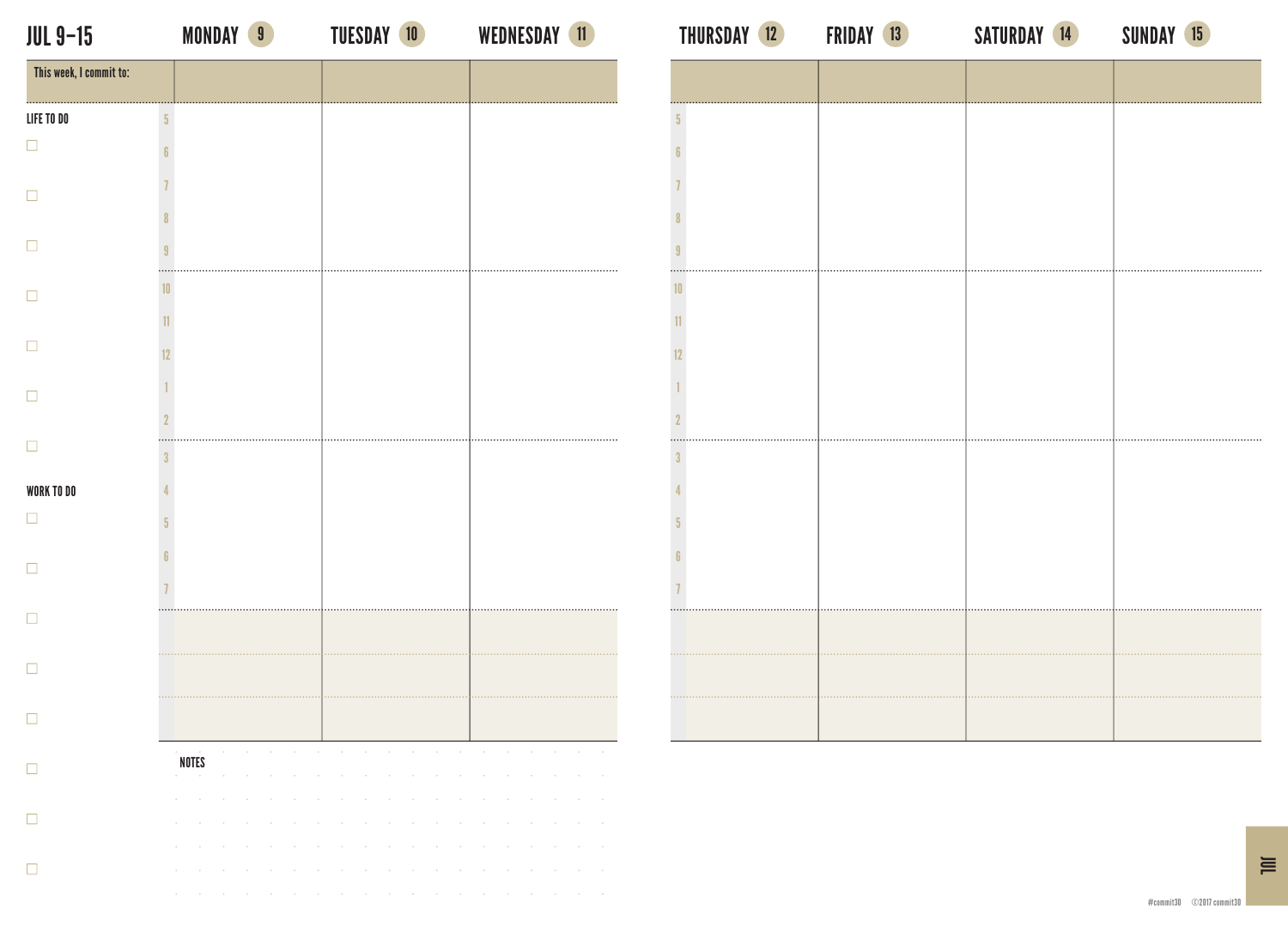# JUL 9–15

| MONDAY 9 | TUESDAY 10 | WEDNESDAY 11 | THURSDAY 12 | FRIDAY 13 | SATURDAY 14 | SUNDAY 15 |
|---|---|---|---|---|---|---|

This week, I commit to:

**LIFE TO DO**

- [ ] 
- [ ] 
- [ ] 
- [ ] 
- [ ] 
- [ ] 
- [ ] 

**WORK TO DO**

- [ ] 
- [ ] 
- [ ] 
- [ ] 
- [ ] 
- [ ] 
- [ ] 
- [ ] 

5 6 7 8 9 10 11 12 1 2 3 4 5 6 7

**NOTES**

#commit30 ©2017 commit30

JUL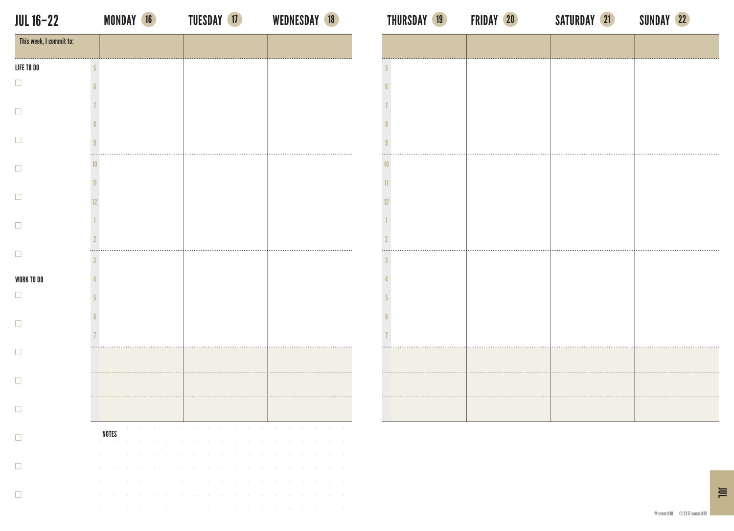# JUL 16–22

| | MONDAY 16 | TUESDAY 17 | WEDNESDAY 18 | THURSDAY 19 | FRIDAY 20 | SATURDAY 21 | SUNDAY 22 |
|---|---|---|---|---|---|---|---|
| This week, I commit to: | | | | | | | |
| 5 | | | | | | | |
| 6 | | | | | | | |
| 7 | | | | | | | |
| 8 | | | | | | | |
| 9 | | | | | | | |
| 10 | | | | | | | |
| 11 | | | | | | | |
| 12 | | | | | | | |
| 1 | | | | | | | |
| 2 | | | | | | | |
| 3 | | | | | | | |
| 4 | | | | | | | |
| 5 | | | | | | | |
| 6 | | | | | | | |
| 7 | | | | | | | |
| | | | | | | | |
| | | | | | | | |
| | | | | | | | |

**LIFE TO DO**

- [ ]
- [ ]
- [ ]
- [ ]
- [ ]
- [ ]
- [ ]

**WORK TO DO**

- [ ]
- [ ]
- [ ]
- [ ]
- [ ]
- [ ]
- [ ]
- [ ]

**NOTES**

JUL

#commit30 ©2017 commit30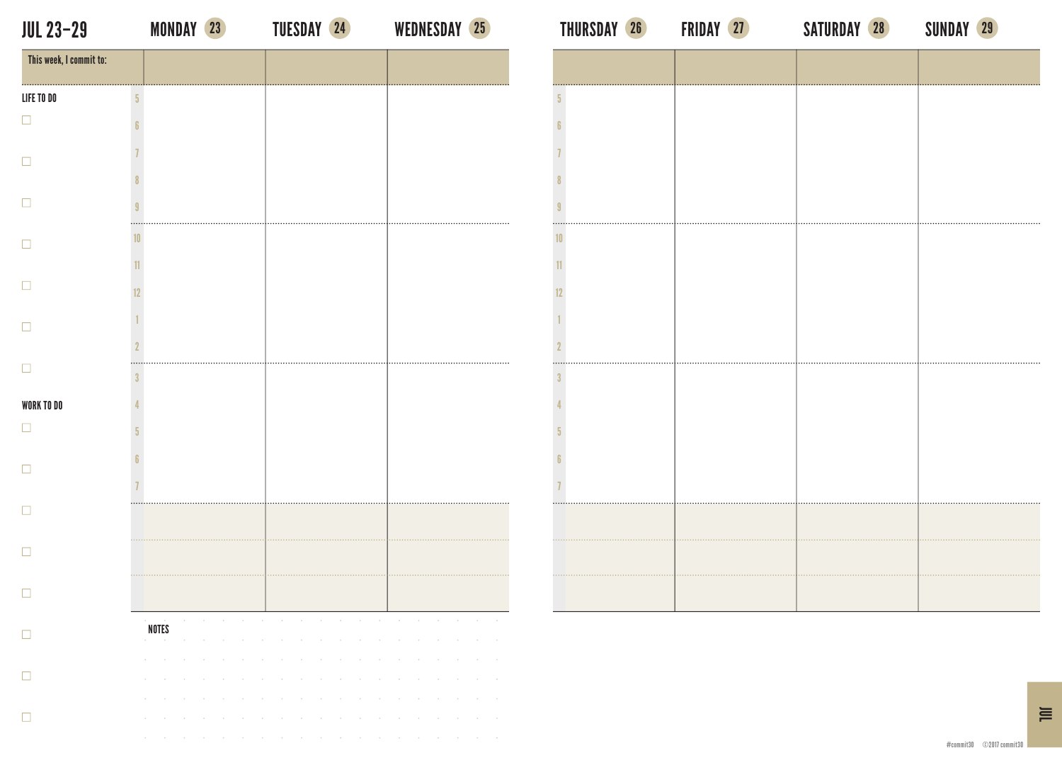# JUL 23–29

| | MONDAY 23 | TUESDAY 24 | WEDNESDAY 25 | THURSDAY 26 | FRIDAY 27 | SATURDAY 28 | SUNDAY 29 |
|---|---|---|---|---|---|---|---|
| This week, I commit to: | | | | | | | |
| 5 | | | | | | | |
| 6 | | | | | | | |
| 7 | | | | | | | |
| 8 | | | | | | | |
| 9 | | | | | | | |
| 10 | | | | | | | |
| 11 | | | | | | | |
| 12 | | | | | | | |
| 1 | | | | | | | |
| 2 | | | | | | | |
| 3 | | | | | | | |
| 4 | | | | | | | |
| 5 | | | | | | | |
| 6 | | | | | | | |
| 7 | | | | | | | |
| | | | | | | | |
| | | | | | | | |
| | | | | | | | |

**LIFE TO DO**

- ☐
- ☐
- ☐
- ☐
- ☐
- ☐
- ☐

**WORK TO DO**

- ☐
- ☐
- ☐
- ☐
- ☐
- ☐
- ☐
- ☐

**NOTES**

#commit30 ©2017 commit30

JUL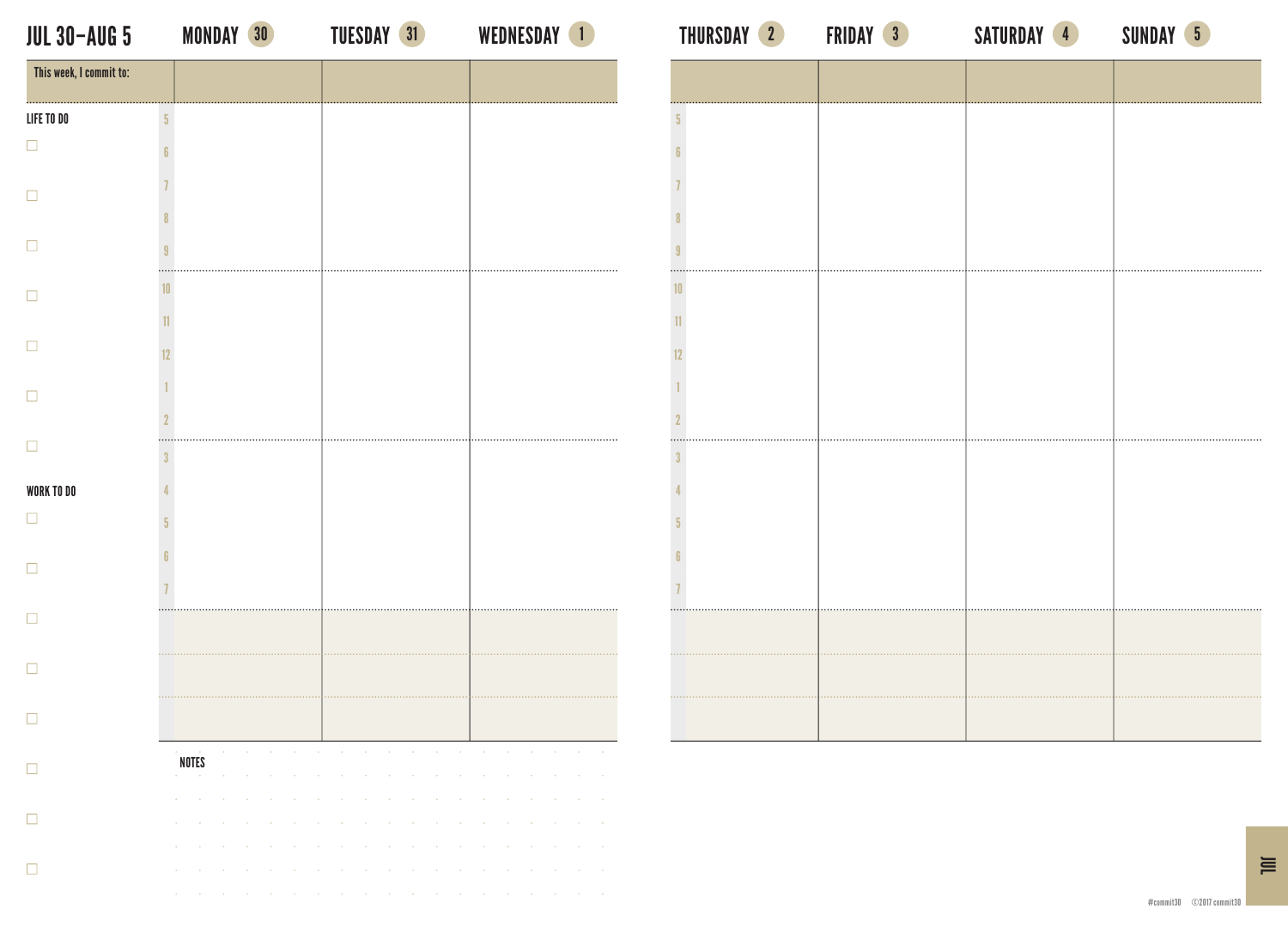# JUL 30–AUG 5

| This week, I commit to: | MONDAY 30 | TUESDAY 31 | WEDNESDAY 1 | THURSDAY 2 | FRIDAY 3 | SATURDAY 4 | SUNDAY 5 |
|---|---|---|---|---|---|---|---|
| 5 | | | | | | | |
| 6 | | | | | | | |
| 7 | | | | | | | |
| 8 | | | | | | | |
| 9 | | | | | | | |
| 10 | | | | | | | |
| 11 | | | | | | | |
| 12 | | | | | | | |
| 1 | | | | | | | |
| 2 | | | | | | | |
| 3 | | | | | | | |
| 4 | | | | | | | |
| 5 | | | | | | | |
| 6 | | | | | | | |
| 7 | | | | | | | |

**LIFE TO DO**

- [ ] 
- [ ] 
- [ ] 
- [ ] 
- [ ] 
- [ ] 
- [ ] 

**WORK TO DO**

- [ ] 
- [ ] 
- [ ] 
- [ ] 
- [ ] 
- [ ] 
- [ ] 
- [ ] 

**NOTES**

JUL

#commit30 ©2017 commit30